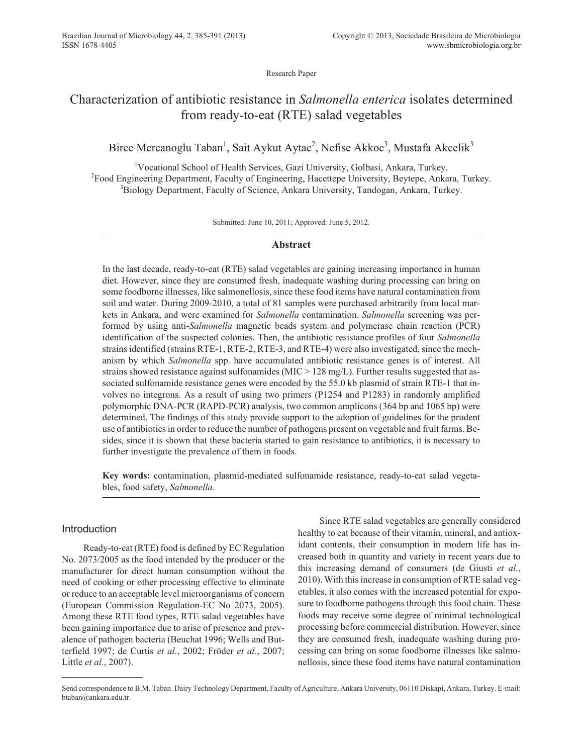Research Paper

# Characterization of antibiotic resistance in *Salmonella enterica* isolates determined from ready-to-eat (RTE) salad vegetables

Birce Mercanoglu Taban[1], Sait Aykut Aytac[2], Nefise Akkoc[3], Mustafa Akcelik[3]

[1]Vocational School of Health Services, Gazi University, Golbasi, Ankara, Turkey.
[2]Food Engineering Department, Faculty of Engineering, Hacettepe University, Beytepe, Ankara, Turkey.
[3]Biology Department, Faculty of Science, Ankara University, Tandogan, Ankara, Turkey.

Submitted: June 10, 2011; Approved: June 5, 2012.

## Abstract

In the last decade, ready-to-eat (RTE) salad vegetables are gaining increasing importance in human diet. However, since they are consumed fresh, inadequate washing during processing can bring on some foodborne illnesses, like salmonellosis, since these food items have natural contamination from soil and water. During 2009-2010, a total of 81 samples were purchased arbitrarily from local markets in Ankara, and were examined for *Salmonella* contamination. *Salmonella* screening was performed by using anti-*Salmonella* magnetic beads system and polymerase chain reaction (PCR) identification of the suspected colonies. Then, the antibiotic resistance profiles of four *Salmonella* strains identified (strains RTE-1, RTE-2, RTE-3, and RTE-4) were also investigated, since the mechanism by which *Salmonella* spp. have accumulated antibiotic resistance genes is of interest. All strains showed resistance against sulfonamides (MIC > 128 mg/L). Further results suggested that associated sulfonamide resistance genes were encoded by the 55.0 kb plasmid of strain RTE-1 that involves no integrons. As a result of using two primers (P1254 and P1283) in randomly amplified polymorphic DNA-PCR (RAPD-PCR) analysis, two common amplicons (364 bp and 1065 bp) were determined. The findings of this study provide support to the adoption of guidelines for the prudent use of antibiotics in order to reduce the number of pathogens present on vegetable and fruit farms. Besides, since it is shown that these bacteria started to gain resistance to antibiotics, it is necessary to further investigate the prevalence of them in foods.

**Key words:** contamination, plasmid-mediated sulfonamide resistance, ready-to-eat salad vegetables, food safety, *Salmonella*.

## Introduction

Ready-to-eat (RTE) food is defined by EC Regulation No. 2073/2005 as the food intended by the producer or the manufacturer for direct human consumption without the need of cooking or other processing effective to eliminate or reduce to an acceptable level microorganisms of concern (European Commission Regulation-EC No 2073, 2005). Among these RTE food types, RTE salad vegetables have been gaining importance due to arise of presence and prevalence of pathogen bacteria (Beuchat 1996; Wells and Butterfield 1997; de Curtis *et al.*, 2002; Fröder *et al.*, 2007; Little *et al.*, 2007).

Since RTE salad vegetables are generally considered healthy to eat because of their vitamin, mineral, and antioxidant contents, their consumption in modern life has increased both in quantity and variety in recent years due to this increasing demand of consumers (de Giusti *et al.*, 2010). With this increase in consumption of RTE salad vegetables, it also comes with the increased potential for exposure to foodborne pathogens through this food chain. These foods may receive some degree of minimal technological processing before commercial distribution. However, since they are consumed fresh, inadequate washing during processing can bring on some foodborne illnesses like salmonellosis, since these food items have natural contamination

Send correspondence to B.M. Taban. Dairy Technology Department, Faculty of Agriculture, Ankara University, 06110 Diskapi, Ankara, Turkey. E-mail: btaban@ankara.edu.tr.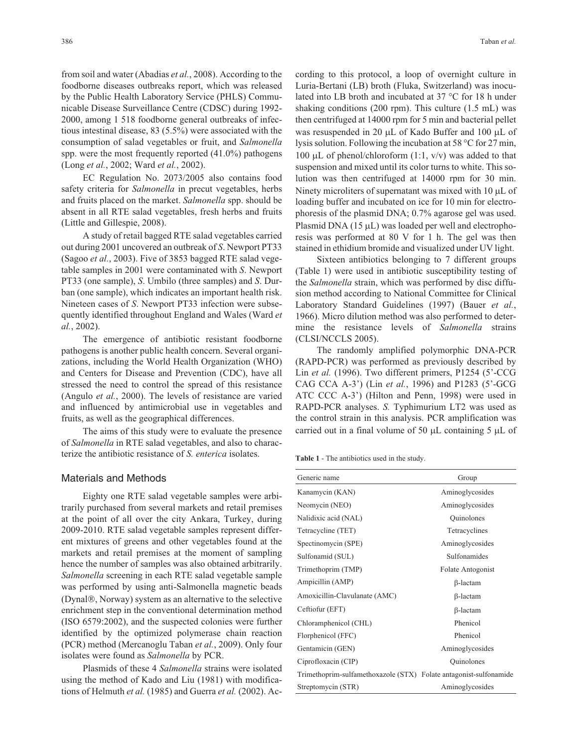from soil and water (Abadias *et al.*, 2008). According to the foodborne diseases outbreaks report, which was released by the Public Health Laboratory Service (PHLS) Communicable Disease Surveillance Centre (CDSC) during 1992-2000, among 1 518 foodborne general outbreaks of infectious intestinal disease, 83 (5.5%) were associated with the consumption of salad vegetables or fruit, and *Salmonella* spp. were the most frequently reported (41.0%) pathogens (Long *et al.*, 2002; Ward *et al.*, 2002).

EC Regulation No. 2073/2005 also contains food safety criteria for *Salmonella* in precut vegetables, herbs and fruits placed on the market. *Salmonella* spp. should be absent in all RTE salad vegetables, fresh herbs and fruits (Little and Gillespie, 2008).

A study of retail bagged RTE salad vegetables carried out during 2001 uncovered an outbreak of *S*. Newport PT33 (Sagoo *et al.*, 2003). Five of 3853 bagged RTE salad vegetable samples in 2001 were contaminated with *S*. Newport PT33 (one sample), *S*. Umbilo (three samples) and *S*. Durban (one sample), which indicates an important health risk. Nineteen cases of *S*. Newport PT33 infection were subsequently identified throughout England and Wales (Ward *et al.*, 2002).

The emergence of antibiotic resistant foodborne pathogens is another public health concern. Several organizations, including the World Health Organization (WHO) and Centers for Disease and Prevention (CDC), have all stressed the need to control the spread of this resistance (Angulo *et al.*, 2000). The levels of resistance are varied and influenced by antimicrobial use in vegetables and fruits, as well as the geographical differences.

The aims of this study were to evaluate the presence of *Salmonella* in RTE salad vegetables, and also to characterize the antibiotic resistance of *S. enterica* isolates.

## Materials and Methods

Eighty one RTE salad vegetable samples were arbitrarily purchased from several markets and retail premises at the point of all over the city Ankara, Turkey, during 2009-2010. RTE salad vegetable samples represent different mixtures of greens and other vegetables found at the markets and retail premises at the moment of sampling hence the number of samples was also obtained arbitrarily. *Salmonella* screening in each RTE salad vegetable sample was performed by using anti-Salmonella magnetic beads (Dynal®, Norway) system as an alternative to the selective enrichment step in the conventional determination method (ISO 6579:2002), and the suspected colonies were further identified by the optimized polymerase chain reaction (PCR) method (Mercanoglu Taban *et al.*, 2009). Only four isolates were found as *Salmonella* by PCR.

Plasmids of these 4 *Salmonella* strains were isolated using the method of Kado and Liu (1981) with modifications of Helmuth *et al.* (1985) and Guerra *et al.* (2002). According to this protocol, a loop of overnight culture in Luria-Bertani (LB) broth (Fluka, Switzerland) was inoculated into LB broth and incubated at 37 °C for 18 h under shaking conditions (200 rpm). This culture (1.5 mL) was then centrifuged at 14000 rpm for 5 min and bacterial pellet was resuspended in 20 μL of Kado Buffer and 100 μL of lysis solution. Following the incubation at 58 °C for 27 min, 100 μL of phenol/chloroform (1:1, v/v) was added to that suspension and mixed until its color turns to white. This solution was then centrifuged at 14000 rpm for 30 min. Ninety microliters of supernatant was mixed with 10 μL of loading buffer and incubated on ice for 10 min for electrophoresis of the plasmid DNA; 0.7% agarose gel was used. Plasmid DNA (15 μL) was loaded per well and electrophoresis was performed at 80 V for 1 h. The gel was then stained in ethidium bromide and visualized under UV light.

Sixteen antibiotics belonging to 7 different groups (Table 1) were used in antibiotic susceptibility testing of the *Salmonella* strain, which was performed by disc diffusion method according to National Committee for Clinical Laboratory Standard Guidelines (1997) (Bauer *et al.*, 1966). Micro dilution method was also performed to determine the resistance levels of *Salmonella* strains (CLSI/NCCLS 2005).

The randomly amplified polymorphic DNA-PCR (RAPD-PCR) was performed as previously described by Lin *et al.* (1996). Two different primers, P1254 (5'-CCG CAG CCA A-3') (Lin *et al.*, 1996) and P1283 (5'-GCG ATC CCC A-3') (Hilton and Penn, 1998) were used in RAPD-PCR analyses. *S.* Typhimurium LT2 was used as the control strain in this analysis. PCR amplification was carried out in a final volume of 50 μL containing 5 μL of

**Table 1** - The antibiotics used in the study.

| Generic name | Group |
|---|---|
| Kanamycin (KAN) | Aminoglycosides |
| Neomycin (NEO) | Aminoglycosides |
| Nalidixic acid (NAL) | Quinolones |
| Tetracycline (TET) | Tetracyclines |
| Spectinomycin (SPE) | Aminoglycosides |
| Sulfonamid (SUL) | Sulfonamides |
| Trimethoprim (TMP) | Folate Antogonist |
| Ampicillin (AMP) | β-lactam |
| Amoxicillin-Clavulanate (AMC) | β-lactam |
| Ceftiofur (EFT) | β-lactam |
| Chloramphenicol (CHL) | Phenicol |
| Florphenicol (FFC) | Phenicol |
| Gentamicin (GEN) | Aminoglycosides |
| Ciprofloxacin (CIP) | Quinolones |
| Trimethoprim-sulfamethoxazole (STX) | Folate antagonist-sulfonamide |
| Streptomycin (STR) | Aminoglycosides |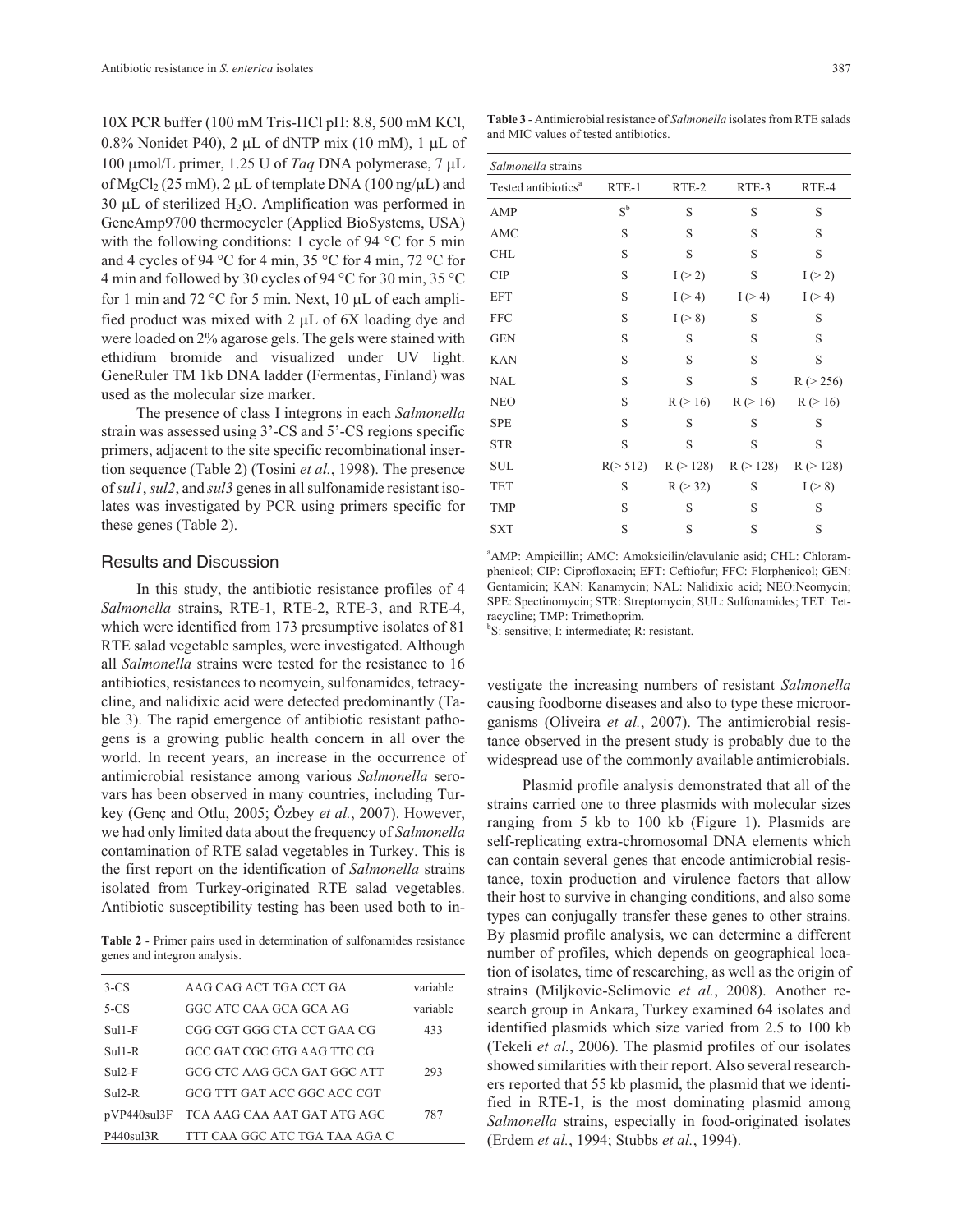10X PCR buffer (100 mM Tris-HCl pH: 8.8, 500 mM KCl, 0.8% Nonidet P40), 2 μL of dNTP mix (10 mM), 1 μL of 100 μmol/L primer, 1.25 U of *Taq* DNA polymerase, 7 μL of $MgCl_2$ (25 mM), 2 μL of template DNA (100 ng/μL) and 30 μL of sterilized $H_2O$. Amplification was performed in GeneAmp9700 thermocycler (Applied BioSystems, USA) with the following conditions: 1 cycle of 94 °C for 5 min and 4 cycles of 94 °C for 4 min, 35 °C for 4 min, 72 °C for 4 min and followed by 30 cycles of 94 °C for 30 min, 35 °C for 1 min and 72 °C for 5 min. Next, 10 μL of each amplified product was mixed with 2 μL of 6X loading dye and were loaded on 2% agarose gels. The gels were stained with ethidium bromide and visualized under UV light. GeneRuler TM 1kb DNA ladder (Fermentas, Finland) was used as the molecular size marker.

The presence of class I integrons in each *Salmonella* strain was assessed using 3'-CS and 5'-CS regions specific primers, adjacent to the site specific recombinational insertion sequence (Table 2) (Tosini *et al.*, 1998). The presence of *sul1*, *sul2*, and *sul3* genes in all sulfonamide resistant isolates was investigated by PCR using primers specific for these genes (Table 2).

**Table 2** - Primer pairs used in determination of sulfonamides resistance genes and integron analysis.

| | | |
|---|---|---|
| 3-CS | AAG CAG ACT TGA CCT GA | variable |
| 5-CS | GGC ATC CAA GCA GCA AG | variable |
| Sul1-F | CGG CGT GGG CTA CCT GAA CG | 433 |
| Sul1-R | GCC GAT CGC GTG AAG TTC CG | |
| Sul2-F | GCG CTC AAG GCA GAT GGC ATT | 293 |
| Sul2-R | GCG TTT GAT ACC GGC ACC CGT | |
| pVP440sul3F | TCA AAG CAA AAT GAT ATG AGC | 787 |
| P440sul3R | TTT CAA GGC ATC TGA TAA AGA C | |

## Results and Discussion

In this study, the antibiotic resistance profiles of 4 *Salmonella* strains, RTE-1, RTE-2, RTE-3, and RTE-4, which were identified from 173 presumptive isolates of 81 RTE salad vegetable samples, were investigated. Although all *Salmonella* strains were tested for the resistance to 16 antibiotics, resistances to neomycin, sulfonamides, tetracycline, and nalidixic acid were detected predominantly (Table 3). The rapid emergence of antibiotic resistant pathogens is a growing public health concern in all over the world. In recent years, an increase in the occurrence of antimicrobial resistance among various *Salmonella* serovars has been observed in many countries, including Turkey (Genç and Otlu, 2005; Özbey *et al.*, 2007). However, we had only limited data about the frequency of *Salmonella* contamination of RTE salad vegetables in Turkey. This is the first report on the identification of *Salmonella* strains isolated from Turkey-originated RTE salad vegetables. Antibiotic susceptibility testing has been used both to investigate the increasing numbers of resistant *Salmonella* causing foodborne diseases and also to type these microorganisms (Oliveira *et al.*, 2007). The antimicrobial resistance observed in the present study is probably due to the widespread use of the commonly available antimicrobials.

**Table 3** - Antimicrobial resistance of *Salmonella* isolates from RTE salads and MIC values of tested antibiotics.

| *Salmonella* strains | | | | |
|---|---|---|---|---|
| Tested antibiotics[a] | RTE-1 | RTE-2 | RTE-3 | RTE-4 |
| AMP | S[b] | S | S | S |
| AMC | S | S | S | S |
| CHL | S | S | S | S |
| CIP | S | I (> 2) | S | I (> 2) |
| EFT | S | I (> 4) | I (> 4) | I (> 4) |
| FFC | S | I (> 8) | S | S |
| GEN | S | S | S | S |
| KAN | S | S | S | S |
| NAL | S | S | S | R (> 256) |
| NEO | S | R (> 16) | R (> 16) | R (> 16) |
| SPE | S | S | S | S |
| STR | S | S | S | S |
| SUL | R(> 512) | R (> 128) | R (> 128) | R (> 128) |
| TET | S | R (> 32) | S | I (> 8) |
| TMP | S | S | S | S |
| SXT | S | S | S | S |

[a]AMP: Ampicillin; AMC: Amoksicilin/clavulanic asid; CHL: Chloramphenicol; CIP: Ciprofloxacin; EFT: Ceftiofur; FFC: Florphenicol; GEN: Gentamicin; KAN: Kanamycin; NAL: Nalidixic acid; NEO:Neomycin; SPE: Spectinomycin; STR: Streptomycin; SUL: Sulfonamides; TET: Tetracycline; TMP: Trimethoprim.
[b]S: sensitive; I: intermediate; R: resistant.

Plasmid profile analysis demonstrated that all of the strains carried one to three plasmids with molecular sizes ranging from 5 kb to 100 kb (Figure 1). Plasmids are self-replicating extra-chromosomal DNA elements which can contain several genes that encode antimicrobial resistance, toxin production and virulence factors that allow their host to survive in changing conditions, and also some types can conjugally transfer these genes to other strains. By plasmid profile analysis, we can determine a different number of profiles, which depends on geographical location of isolates, time of researching, as well as the origin of strains (Miljkovic-Selimovic *et al.*, 2008). Another research group in Ankara, Turkey examined 64 isolates and identified plasmids which size varied from 2.5 to 100 kb (Tekeli *et al.*, 2006). The plasmid profiles of our isolates showed similarities with their report. Also several researchers reported that 55 kb plasmid, the plasmid that we identified in RTE-1, is the most dominating plasmid among *Salmonella* strains, especially in food-originated isolates (Erdem *et al.*, 1994; Stubbs *et al.*, 1994).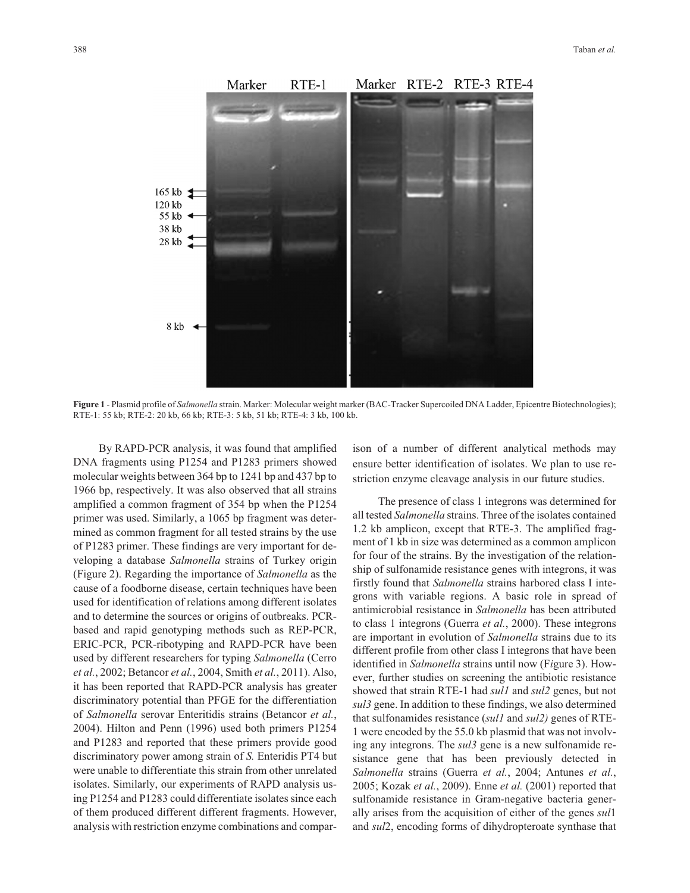**Figure 1** - Plasmid profile of *Salmonella* strain. Marker: Molecular weight marker (BAC-Tracker Supercoiled DNA Ladder, Epicentre Biotechnologies); RTE-1: 55 kb; RTE-2: 20 kb, 66 kb; RTE-3: 5 kb, 51 kb; RTE-4: 3 kb, 100 kb.

By RAPD-PCR analysis, it was found that amplified DNA fragments using P1254 and P1283 primers showed molecular weights between 364 bp to 1241 bp and 437 bp to 1966 bp, respectively. It was also observed that all strains amplified a common fragment of 354 bp when the P1254 primer was used. Similarly, a 1065 bp fragment was determined as common fragment for all tested strains by the use of P1283 primer. These findings are very important for developing a database *Salmonella* strains of Turkey origin (Figure 2). Regarding the importance of *Salmonella* as the cause of a foodborne disease, certain techniques have been used for identification of relations among different isolates and to determine the sources or origins of outbreaks. PCR-based and rapid genotyping methods such as REP-PCR, ERIC-PCR, PCR-ribotyping and RAPD-PCR have been used by different researchers for typing *Salmonella* (Cerro *et al.*, 2002; Betancor *et al.*, 2004, Smith *et al.*, 2011). Also, it has been reported that RAPD-PCR analysis has greater discriminatory potential than PFGE for the differentiation of *Salmonella* serovar Enteritidis strains (Betancor *et al.*, 2004). Hilton and Penn (1996) used both primers P1254 and P1283 and reported that these primers provide good discriminatory power among strain of *S.* Enteridis PT4 but were unable to differentiate this strain from other unrelated isolates. Similarly, our experiments of RAPD analysis using P1254 and P1283 could differentiate isolates since each of them produced different different fragments. However, analysis with restriction enzyme combinations and comparison of a number of different analytical methods may ensure better identification of isolates. We plan to use restriction enzyme cleavage analysis in our future studies.

The presence of class 1 integrons was determined for all tested *Salmonella* strains. Three of the isolates contained 1.2 kb amplicon, except that RTE-3. The amplified fragment of 1 kb in size was determined as a common amplicon for four of the strains. By the investigation of the relationship of sulfonamide resistance genes with integrons, it was firstly found that *Salmonella* strains harbored class I integrons with variable regions. A basic role in spread of antimicrobial resistance in *Salmonella* has been attributed to class 1 integrons (Guerra *et al.*, 2000). These integrons are important in evolution of *Salmonella* strains due to its different profile from other class I integrons that have been identified in *Salmonella* strains until now (Figure 3). However, further studies on screening the antibiotic resistance showed that strain RTE-1 had *sul1* and *sul2* genes, but not *sul3* gene. In addition to these findings, we also determined that sulfonamides resistance (*sul1* and *sul2)* genes of RTE-1 were encoded by the 55.0 kb plasmid that was not involving any integrons. The *sul3* gene is a new sulfonamide resistance gene that has been previously detected in *Salmonella* strains (Guerra *et al.*, 2004; Antunes *et al.*, 2005; Kozak *et al.*, 2009). Enne *et al.* (2001) reported that sulfonamide resistance in Gram-negative bacteria generally arises from the acquisition of either of the genes *sul*1 and *sul*2, encoding forms of dihydropteroate synthase that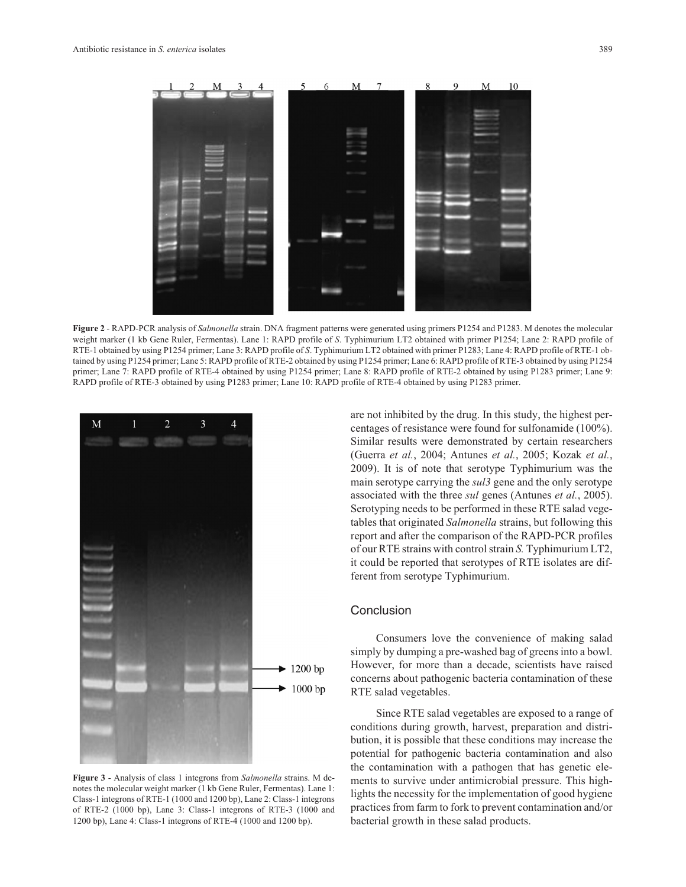**Figure 2** - RAPD-PCR analysis of *Salmonella* strain. DNA fragment patterns were generated using primers P1254 and P1283. M denotes the molecular weight marker (1 kb Gene Ruler, Fermentas). Lane 1: RAPD profile of *S*. Typhimurium LT2 obtained with primer P1254; Lane 2: RAPD profile of RTE-1 obtained by using P1254 primer; Lane 3: RAPD profile of *S*. Typhimurium LT2 obtained with primer P1283; Lane 4: RAPD profile of RTE-1 obtained by using P1254 primer; Lane 5: RAPD profile of RTE-2 obtained by using P1254 primer; Lane 6: RAPD profile of RTE-3 obtained by using P1254 primer; Lane 7: RAPD profile of RTE-4 obtained by using P1254 primer; Lane 8: RAPD profile of RTE-2 obtained by using P1283 primer; Lane 9: RAPD profile of RTE-3 obtained by using P1283 primer; Lane 10: RAPD profile of RTE-4 obtained by using P1283 primer.

**Figure 3** - Analysis of class 1 integrons from *Salmonella* strains. M denotes the molecular weight marker (1 kb Gene Ruler, Fermentas). Lane 1: Class-1 integrons of RTE-1 (1000 and 1200 bp), Lane 2: Class-1 integrons of RTE-2 (1000 bp), Lane 3: Class-1 integrons of RTE-3 (1000 and 1200 bp), Lane 4: Class-1 integrons of RTE-4 (1000 and 1200 bp).

are not inhibited by the drug. In this study, the highest percentages of resistance were found for sulfonamide (100%). Similar results were demonstrated by certain researchers (Guerra *et al.*, 2004; Antunes *et al.*, 2005; Kozak *et al.*, 2009). It is of note that serotype Typhimurium was the main serotype carrying the *sul3* gene and the only serotype associated with the three *sul* genes (Antunes *et al.*, 2005). Serotyping needs to be performed in these RTE salad vegetables that originated *Salmonella* strains, but following this report and after the comparison of the RAPD-PCR profiles of our RTE strains with control strain *S.* Typhimurium LT2, it could be reported that serotypes of RTE isolates are different from serotype Typhimurium.

## Conclusion

Consumers love the convenience of making salad simply by dumping a pre-washed bag of greens into a bowl. However, for more than a decade, scientists have raised concerns about pathogenic bacteria contamination of these RTE salad vegetables.

Since RTE salad vegetables are exposed to a range of conditions during growth, harvest, preparation and distribution, it is possible that these conditions may increase the potential for pathogenic bacteria contamination and also the contamination with a pathogen that has genetic elements to survive under antimicrobial pressure. This highlights the necessity for the implementation of good hygiene practices from farm to fork to prevent contamination and/or bacterial growth in these salad products.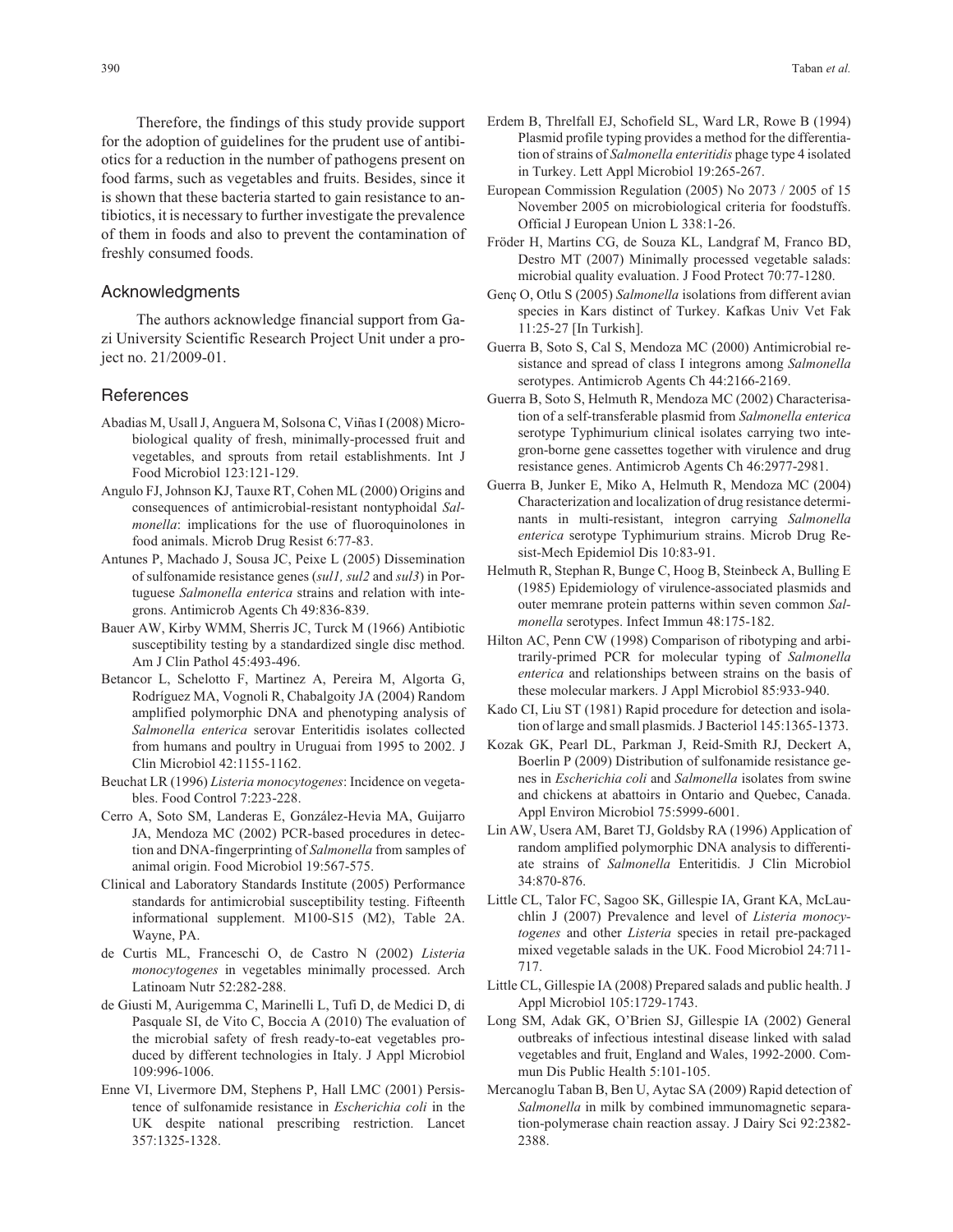Therefore, the findings of this study provide support for the adoption of guidelines for the prudent use of antibiotics for a reduction in the number of pathogens present on food farms, such as vegetables and fruits. Besides, since it is shown that these bacteria started to gain resistance to antibiotics, it is necessary to further investigate the prevalence of them in foods and also to prevent the contamination of freshly consumed foods.

## Acknowledgments

The authors acknowledge financial support from Gazi University Scientific Research Project Unit under a project no. 21/2009-01.

## References

Abadias M, Usall J, Anguera M, Solsona C, Viñas I (2008) Microbiological quality of fresh, minimally-processed fruit and vegetables, and sprouts from retail establishments. Int J Food Microbiol 123:121-129.

Angulo FJ, Johnson KJ, Tauxe RT, Cohen ML (2000) Origins and consequences of antimicrobial-resistant nontyphoidal *Salmonella*: implications for the use of fluoroquinolones in food animals. Microb Drug Resist 6:77-83.

Antunes P, Machado J, Sousa JC, Peixe L (2005) Dissemination of sulfonamide resistance genes (*sul1, sul2* and *sul3*) in Portuguese *Salmonella enterica* strains and relation with integrons. Antimicrob Agents Ch 49:836-839.

Bauer AW, Kirby WMM, Sherris JC, Turck M (1966) Antibiotic susceptibility testing by a standardized single disc method. Am J Clin Pathol 45:493-496.

Betancor L, Schelotto F, Martinez A, Pereira M, Algorta G, Rodríguez MA, Vognoli R, Chabalgoity JA (2004) Random amplified polymorphic DNA and phenotyping analysis of *Salmonella enterica* serovar Enteritidis isolates collected from humans and poultry in Uruguai from 1995 to 2002. J Clin Microbiol 42:1155-1162.

Beuchat LR (1996) *Listeria monocytogenes*: Incidence on vegetables. Food Control 7:223-228.

Cerro A, Soto SM, Landeras E, González-Hevia MA, Guijarro JA, Mendoza MC (2002) PCR-based procedures in detection and DNA-fingerprinting of *Salmonella* from samples of animal origin. Food Microbiol 19:567-575.

Clinical and Laboratory Standards Institute (2005) Performance standards for antimicrobial susceptibility testing. Fifteenth informational supplement. M100-S15 (M2), Table 2A. Wayne, PA.

de Curtis ML, Franceschi O, de Castro N (2002) *Listeria monocytogenes* in vegetables minimally processed. Arch Latinoam Nutr 52:282-288.

de Giusti M, Aurigemma C, Marinelli L, Tufi D, de Medici D, di Pasquale SI, de Vito C, Boccia A (2010) The evaluation of the microbial safety of fresh ready-to-eat vegetables produced by different technologies in Italy. J Appl Microbiol 109:996-1006.

Enne VI, Livermore DM, Stephens P, Hall LMC (2001) Persistence of sulfonamide resistance in *Escherichia coli* in the UK despite national prescribing restriction. Lancet 357:1325-1328.

Erdem B, Threlfall EJ, Schofield SL, Ward LR, Rowe B (1994) Plasmid profile typing provides a method for the differentiation of strains of *Salmonella enteritidis* phage type 4 isolated in Turkey. Lett Appl Microbiol 19:265-267.

European Commission Regulation (2005) No 2073 / 2005 of 15 November 2005 on microbiological criteria for foodstuffs. Official J European Union L 338:1-26.

Fröder H, Martins CG, de Souza KL, Landgraf M, Franco BD, Destro MT (2007) Minimally processed vegetable salads: microbial quality evaluation. J Food Protect 70:77-1280.

Genç O, Otlu S (2005) *Salmonella* isolations from different avian species in Kars distinct of Turkey. Kafkas Univ Vet Fak 11:25-27 [In Turkish].

Guerra B, Soto S, Cal S, Mendoza MC (2000) Antimicrobial resistance and spread of class I integrons among *Salmonella* serotypes. Antimicrob Agents Ch 44:2166-2169.

Guerra B, Soto S, Helmuth R, Mendoza MC (2002) Characterisation of a self-transferable plasmid from *Salmonella enterica* serotype Typhimurium clinical isolates carrying two integron-borne gene cassettes together with virulence and drug resistance genes. Antimicrob Agents Ch 46:2977-2981.

Guerra B, Junker E, Miko A, Helmuth R, Mendoza MC (2004) Characterization and localization of drug resistance determinants in multi-resistant, integron carrying *Salmonella enterica* serotype Typhimurium strains. Microb Drug Resist-Mech Epidemiol Dis 10:83-91.

Helmuth R, Stephan R, Bunge C, Hoog B, Steinbeck A, Bulling E (1985) Epidemiology of virulence-associated plasmids and outer memrane protein patterns within seven common *Salmonella* serotypes. Infect Immun 48:175-182.

Hilton AC, Penn CW (1998) Comparison of ribotyping and arbitrarily-primed PCR for molecular typing of *Salmonella enterica* and relationships between strains on the basis of these molecular markers. J Appl Microbiol 85:933-940.

Kado CI, Liu ST (1981) Rapid procedure for detection and isolation of large and small plasmids. J Bacteriol 145:1365-1373.

Kozak GK, Pearl DL, Parkman J, Reid-Smith RJ, Deckert A, Boerlin P (2009) Distribution of sulfonamide resistance genes in *Escherichia coli* and *Salmonella* isolates from swine and chickens at abattoirs in Ontario and Quebec, Canada. Appl Environ Microbiol 75:5999-6001.

Lin AW, Usera AM, Baret TJ, Goldsby RA (1996) Application of random amplified polymorphic DNA analysis to differentiate strains of *Salmonella* Enteritidis. J Clin Microbiol 34:870-876.

Little CL, Talor FC, Sagoo SK, Gillespie IA, Grant KA, McLauchlin J (2007) Prevalence and level of *Listeria monocytogenes* and other *Listeria* species in retail pre-packaged mixed vegetable salads in the UK. Food Microbiol 24:711-717.

Little CL, Gillespie IA (2008) Prepared salads and public health. J Appl Microbiol 105:1729-1743.

Long SM, Adak GK, O'Brien SJ, Gillespie IA (2002) General outbreaks of infectious intestinal disease linked with salad vegetables and fruit, England and Wales, 1992-2000. Commun Dis Public Health 5:101-105.

Mercanoglu Taban B, Ben U, Aytac SA (2009) Rapid detection of *Salmonella* in milk by combined immunomagnetic separation-polymerase chain reaction assay. J Dairy Sci 92:2382-2388.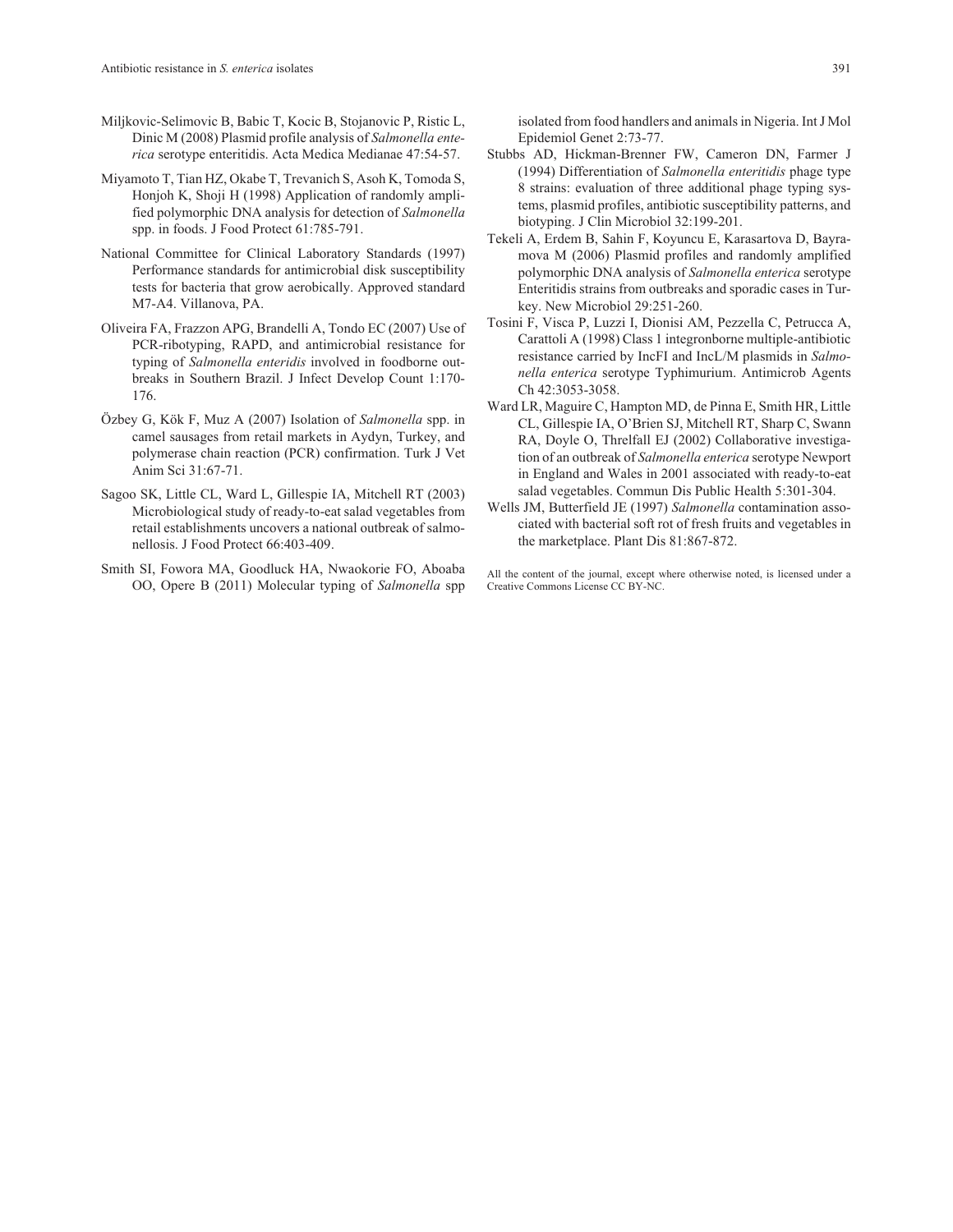Miljkovic-Selimovic B, Babic T, Kocic B, Stojanovic P, Ristic L, Dinic M (2008) Plasmid profile analysis of *Salmonella enterica* serotype enteritidis. Acta Medica Medianae 47:54-57.

Miyamoto T, Tian HZ, Okabe T, Trevanich S, Asoh K, Tomoda S, Honjoh K, Shoji H (1998) Application of randomly amplified polymorphic DNA analysis for detection of *Salmonella* spp. in foods. J Food Protect 61:785-791.

National Committee for Clinical Laboratory Standards (1997) Performance standards for antimicrobial disk susceptibility tests for bacteria that grow aerobically. Approved standard M7-A4. Villanova, PA.

Oliveira FA, Frazzon APG, Brandelli A, Tondo EC (2007) Use of PCR-ribotyping, RAPD, and antimicrobial resistance for typing of *Salmonella enteridis* involved in foodborne outbreaks in Southern Brazil. J Infect Develop Count 1:170-176.

Özbey G, Kök F, Muz A (2007) Isolation of *Salmonella* spp. in camel sausages from retail markets in Aydyn, Turkey, and polymerase chain reaction (PCR) confirmation. Turk J Vet Anim Sci 31:67-71.

Sagoo SK, Little CL, Ward L, Gillespie IA, Mitchell RT (2003) Microbiological study of ready-to-eat salad vegetables from retail establishments uncovers a national outbreak of salmonellosis. J Food Protect 66:403-409.

Smith SI, Fowora MA, Goodluck HA, Nwaokorie FO, Aboaba OO, Opere B (2011) Molecular typing of *Salmonella* spp isolated from food handlers and animals in Nigeria. Int J Mol Epidemiol Genet 2:73-77.

Stubbs AD, Hickman-Brenner FW, Cameron DN, Farmer J (1994) Differentiation of *Salmonella enteritidis* phage type 8 strains: evaluation of three additional phage typing systems, plasmid profiles, antibiotic susceptibility patterns, and biotyping. J Clin Microbiol 32:199-201.

Tekeli A, Erdem B, Sahin F, Koyuncu E, Karasartova D, Bayramova M (2006) Plasmid profiles and randomly amplified polymorphic DNA analysis of *Salmonella enterica* serotype Enteritidis strains from outbreaks and sporadic cases in Turkey. New Microbiol 29:251-260.

Tosini F, Visca P, Luzzi I, Dionisi AM, Pezzella C, Petrucca A, Carattoli A (1998) Class 1 integronborne multiple-antibiotic resistance carried by IncFI and IncL/M plasmids in *Salmonella enterica* serotype Typhimurium. Antimicrob Agents Ch 42:3053-3058.

Ward LR, Maguire C, Hampton MD, de Pinna E, Smith HR, Little CL, Gillespie IA, O'Brien SJ, Mitchell RT, Sharp C, Swann RA, Doyle O, Threlfall EJ (2002) Collaborative investigation of an outbreak of *Salmonella enterica* serotype Newport in England and Wales in 2001 associated with ready-to-eat salad vegetables. Commun Dis Public Health 5:301-304.

Wells JM, Butterfield JE (1997) *Salmonella* contamination associated with bacterial soft rot of fresh fruits and vegetables in the marketplace. Plant Dis 81:867-872.

All the content of the journal, except where otherwise noted, is licensed under a Creative Commons License CC BY-NC.